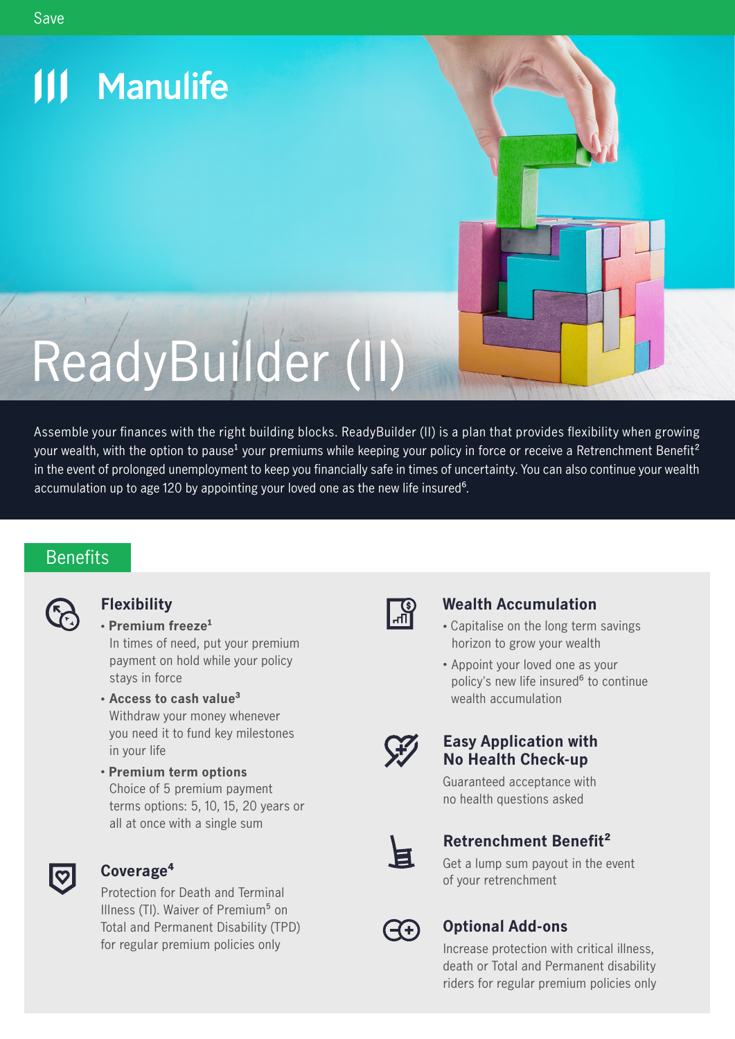Save

Manulife

# ReadyBuilder (II)

Assemble your finances with the right building blocks. ReadyBuilder (II) is a plan that provides flexibility when growing your wealth, with the option to pause[1] your premiums while keeping your policy in force or receive a Retrenchment Benefit[2] in the event of prolonged unemployment to keep you financially safe in times of uncertainty. You can also continue your wealth accumulation up to age 120 by appointing your loved one as the new life insured[6].

## Benefits

### Flexibility

- **Premium freeze[1]**
  In times of need, put your premium payment on hold while your policy stays in force
- **Access to cash value[3]**
  Withdraw your money whenever you need it to fund key milestones in your life
- **Premium term options**
  Choice of 5 premium payment terms options: 5, 10, 15, 20 years or all at once with a single sum

### Coverage[4]

Protection for Death and Terminal Illness (TI). Waiver of Premium[5] on Total and Permanent Disability (TPD) for regular premium policies only

### Wealth Accumulation

- Capitalise on the long term savings horizon to grow your wealth
- Appoint your loved one as your policy's new life insured[6] to continue wealth accumulation

### Easy Application with No Health Check-up

Guaranteed acceptance with no health questions asked

### Retrenchment Benefit[2]

Get a lump sum payout in the event of your retrenchment

### Optional Add-ons

Increase protection with critical illness, death or Total and Permanent disability riders for regular premium policies only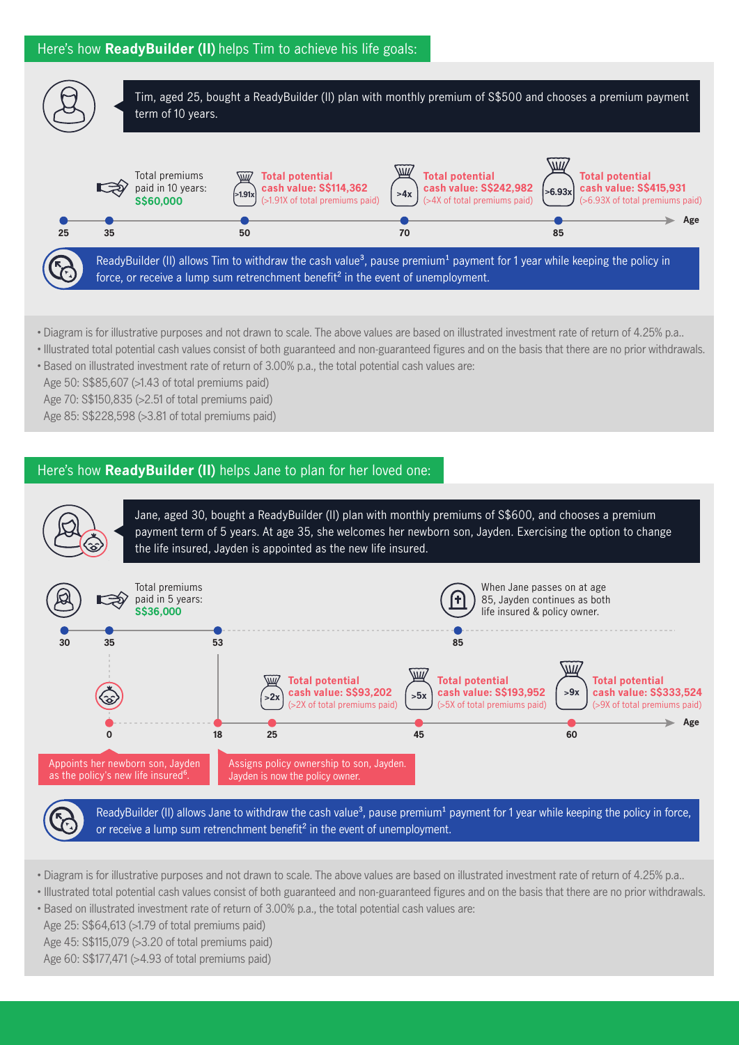## Here's how **ReadyBuilder (II)** helps Tim to achieve his life goals:

Tim, aged 25, bought a ReadyBuilder (II) plan with monthly premium of S$500 and chooses a premium payment term of 10 years.

- **Age 25**
- **Age 35** — Total premiums paid in 10 years: **S$60,000**
- **Age 50** — **Total potential cash value: S$114,362** (>1.91X of total premiums paid)
- **Age 70** — **Total potential cash value: S$242,982** (>4X of total premiums paid)
- **Age 85** — **Total potential cash value: S$415,931** (>6.93X of total premiums paid)

ReadyBuilder (II) allows Tim to withdraw the cash value[3], pause premium[1] payment for 1 year while keeping the policy in force, or receive a lump sum retrenchment benefit[2] in the event of unemployment.

- Diagram is for illustrative purposes and not drawn to scale. The above values are based on illustrated investment rate of return of 4.25% p.a..
- Illustrated total potential cash values consist of both guaranteed and non-guaranteed figures and on the basis that there are no prior withdrawals.
- Based on illustrated investment rate of return of 3.00% p.a., the total potential cash values are:
  Age 50: S$85,607 (>1.43 of total premiums paid)
  Age 70: S$150,835 (>2.51 of total premiums paid)
  Age 85: S$228,598 (>3.81 of total premiums paid)

## Here's how **ReadyBuilder (II)** helps Jane to plan for her loved one:

Jane, aged 30, bought a ReadyBuilder (II) plan with monthly premiums of S$600, and chooses a premium payment term of 5 years. At age 35, she welcomes her newborn son, Jayden. Exercising the option to change the life insured, Jayden is appointed as the new life insured.

**Jane's age:**

- **Age 30**
- **Age 35** — Total premiums paid in 5 years: **S$36,000**
- **Age 53**
- **Age 85** — When Jane passes on at age 85, Jayden continues as both life insured & policy owner.

**Jayden's age:**

- **Age 0** — Appoints her newborn son, Jayden as the policy's new life insured[6].
- **Age 18** — Assigns policy ownership to son, Jayden. Jayden is now the policy owner.
- **Age 25** — **Total potential cash value: S$93,202** (>2X of total premiums paid)
- **Age 45** — **Total potential cash value: S$193,952** (>5X of total premiums paid)
- **Age 60** — **Total potential cash value: S$333,524** (>9X of total premiums paid)

ReadyBuilder (II) allows Jane to withdraw the cash value[3], pause premium[1] payment for 1 year while keeping the policy in force, or receive a lump sum retrenchment benefit[2] in the event of unemployment.

- Diagram is for illustrative purposes and not drawn to scale. The above values are based on illustrated investment rate of return of 4.25% p.a..
- Illustrated total potential cash values consist of both guaranteed and non-guaranteed figures and on the basis that there are no prior withdrawals.
- Based on illustrated investment rate of return of 3.00% p.a., the total potential cash values are:
  Age 25: S$64,613 (>1.79 of total premiums paid)
  Age 45: S$115,079 (>3.20 of total premiums paid)
  Age 60: S$177,471 (>4.93 of total premiums paid)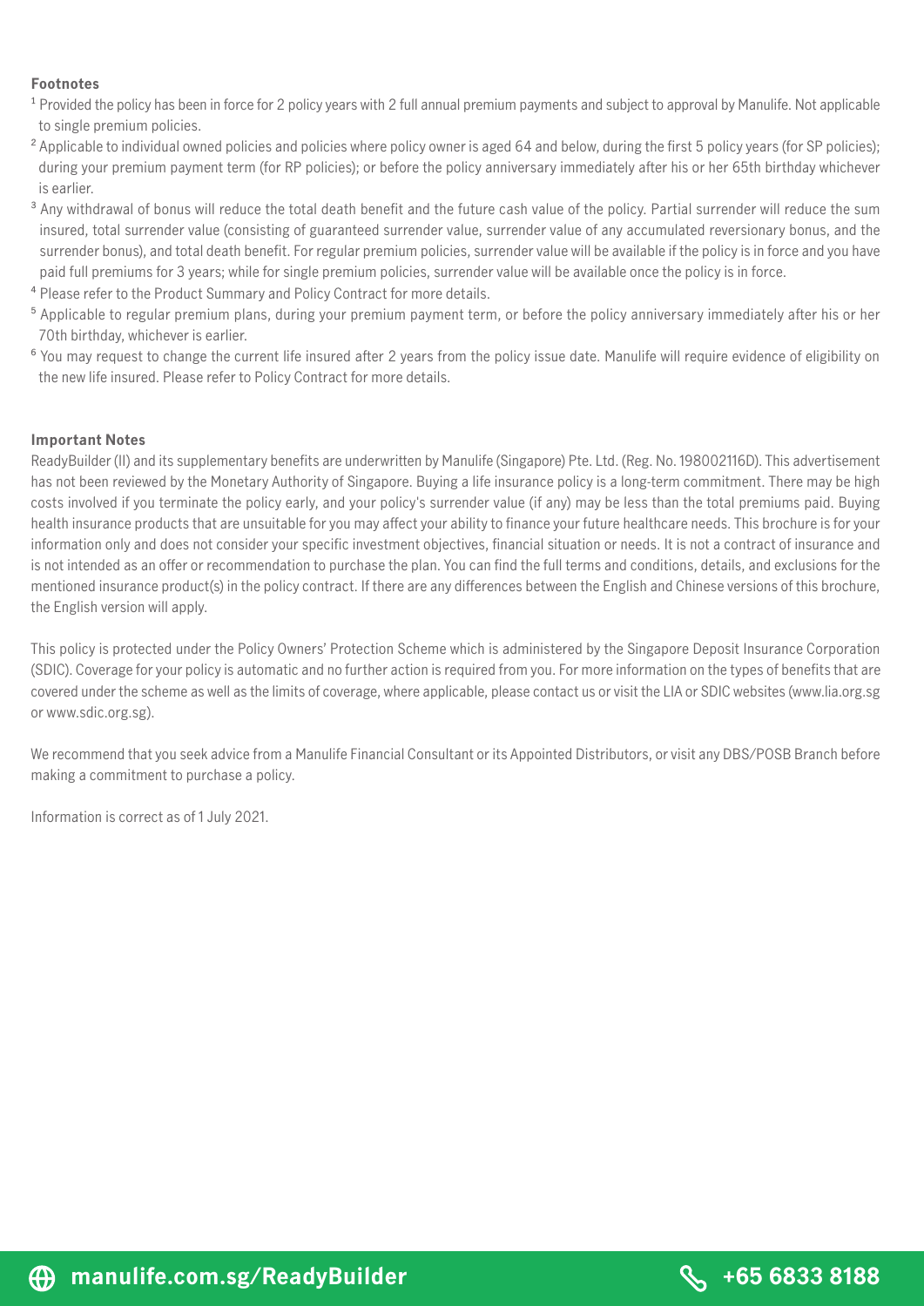**Footnotes**

[1] Provided the policy has been in force for 2 policy years with 2 full annual premium payments and subject to approval by Manulife. Not applicable to single premium policies.

[2] Applicable to individual owned policies and policies where policy owner is aged 64 and below, during the first 5 policy years (for SP policies); during your premium payment term (for RP policies); or before the policy anniversary immediately after his or her 65th birthday whichever is earlier.

[3] Any withdrawal of bonus will reduce the total death benefit and the future cash value of the policy. Partial surrender will reduce the sum insured, total surrender value (consisting of guaranteed surrender value, surrender value of any accumulated reversionary bonus, and the surrender bonus), and total death benefit. For regular premium policies, surrender value will be available if the policy is in force and you have paid full premiums for 3 years; while for single premium policies, surrender value will be available once the policy is in force.

[4] Please refer to the Product Summary and Policy Contract for more details.

[5] Applicable to regular premium plans, during your premium payment term, or before the policy anniversary immediately after his or her 70th birthday, whichever is earlier.

[6] You may request to change the current life insured after 2 years from the policy issue date. Manulife will require evidence of eligibility on the new life insured. Please refer to Policy Contract for more details.

**Important Notes**

ReadyBuilder (II) and its supplementary benefits are underwritten by Manulife (Singapore) Pte. Ltd. (Reg. No. 198002116D). This advertisement has not been reviewed by the Monetary Authority of Singapore. Buying a life insurance policy is a long-term commitment. There may be high costs involved if you terminate the policy early, and your policy's surrender value (if any) may be less than the total premiums paid. Buying health insurance products that are unsuitable for you may affect your ability to finance your future healthcare needs. This brochure is for your information only and does not consider your specific investment objectives, financial situation or needs. It is not a contract of insurance and is not intended as an offer or recommendation to purchase the plan. You can find the full terms and conditions, details, and exclusions for the mentioned insurance product(s) in the policy contract. If there are any differences between the English and Chinese versions of this brochure, the English version will apply.

This policy is protected under the Policy Owners' Protection Scheme which is administered by the Singapore Deposit Insurance Corporation (SDIC). Coverage for your policy is automatic and no further action is required from you. For more information on the types of benefits that are covered under the scheme as well as the limits of coverage, where applicable, please contact us or visit the LIA or SDIC websites (www.lia.org.sg or www.sdic.org.sg).

We recommend that you seek advice from a Manulife Financial Consultant or its Appointed Distributors, or visit any DBS/POSB Branch before making a commitment to purchase a policy.

Information is correct as of 1 July 2021.

**manulife.com.sg/ReadyBuilder** **+65 6833 8188**